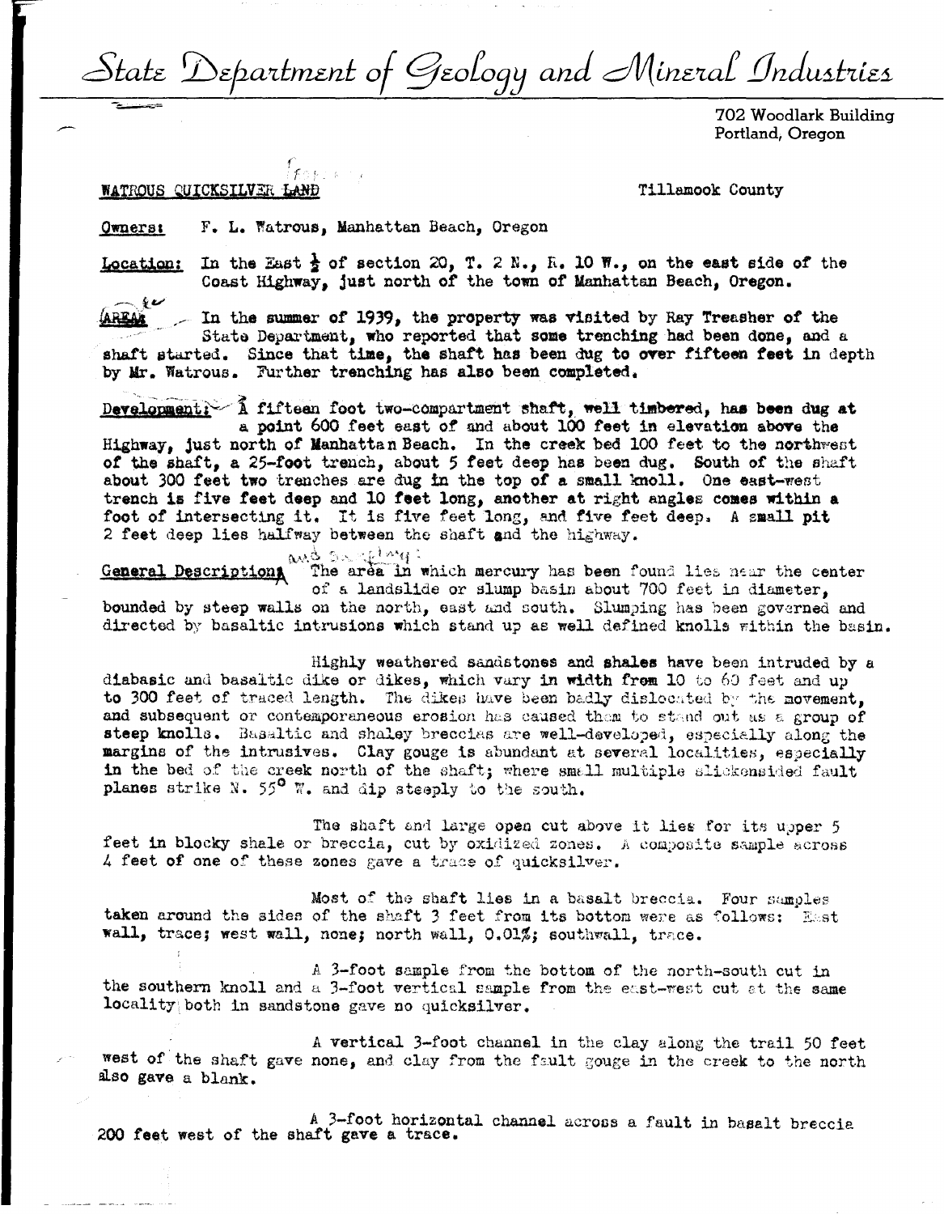# State Department of Geology and Mineral Industries

702 Woodlark Building
Portland, Oregon

**WATROUS QUICKSILVER LAND** Tillamook County

**Owners:** F. L. Watrous, Manhattan Beach, Oregon

**Location:** In the East ½ of section 20, T. 2 N., R. 10 W., on the east side of the Coast Highway, just north of the town of Manhattan Beach, Oregon.

**Area:** In the summer of 1939, the property was visited by Ray Treasher of the State Department, who reported that some trenching had been done, and a shaft started. Since that time, the shaft has been dug to over fifteen feet in depth by Mr. Watrous. Further trenching has also been completed.

**Development:** A fifteen foot two-compartment shaft, well timbered, has been dug at a point 600 feet east of and about 100 feet in elevation above the Highway, just north of Manhattan Beach. In the creek bed 100 feet to the northwest of the shaft, a 25-foot trench, about 5 feet deep has been dug. South of the shaft about 300 feet two trenches are dug in the top of a small knoll. One east-west trench is five feet deep and 10 feet long, another at right angles comes within a foot of intersecting it. It is five feet long, and five feet deep. A small pit 2 feet deep lies halfway between the shaft and the highway.

**General Description and Sampling:** The area in which mercury has been found lies near the center of a landslide or slump basin about 700 feet in diameter, bounded by steep walls on the north, east and south. Slumping has been governed and directed by basaltic intrusions which stand up as well defined knolls within the basin.

Highly weathered sandstones and shales have been intruded by a diabasic and basaltic dike or dikes, which vary in width from 10 to 60 feet and up to 300 feet of traced length. The dikes have been badly dislocated by the movement, and subsequent or contemporaneous erosion has caused them to stand out as a group of steep knolls. Basaltic and shaley breccias are well-developed, especially along the margins of the intrusives. Clay gouge is abundant at several localities, especially in the bed of the creek north of the shaft; where small multiple slickensided fault planes strike N. 55° W. and dip steeply to the south.

The shaft and large open cut above it lies for its upper 5 feet in blocky shale or breccia, cut by oxidized zones. A composite sample across 4 feet of one of these zones gave a trace of quicksilver.

Most of the shaft lies in a basalt breccia. Four samples taken around the sides of the shaft 3 feet from its bottom were as follows: East wall, trace; west wall, none; north wall, 0.01%; southwall, trace.

A 3-foot sample from the bottom of the north-south cut in the southern knoll and a 3-foot vertical sample from the east-west cut at the same locality both in sandstone gave no quicksilver.

A vertical 3-foot channel in the clay along the trail 50 feet west of the shaft gave none, and clay from the fault gouge in the creek to the north also gave a blank.

A 3-foot horizontal channel across a fault in basalt breccia 200 feet west of the shaft gave a trace.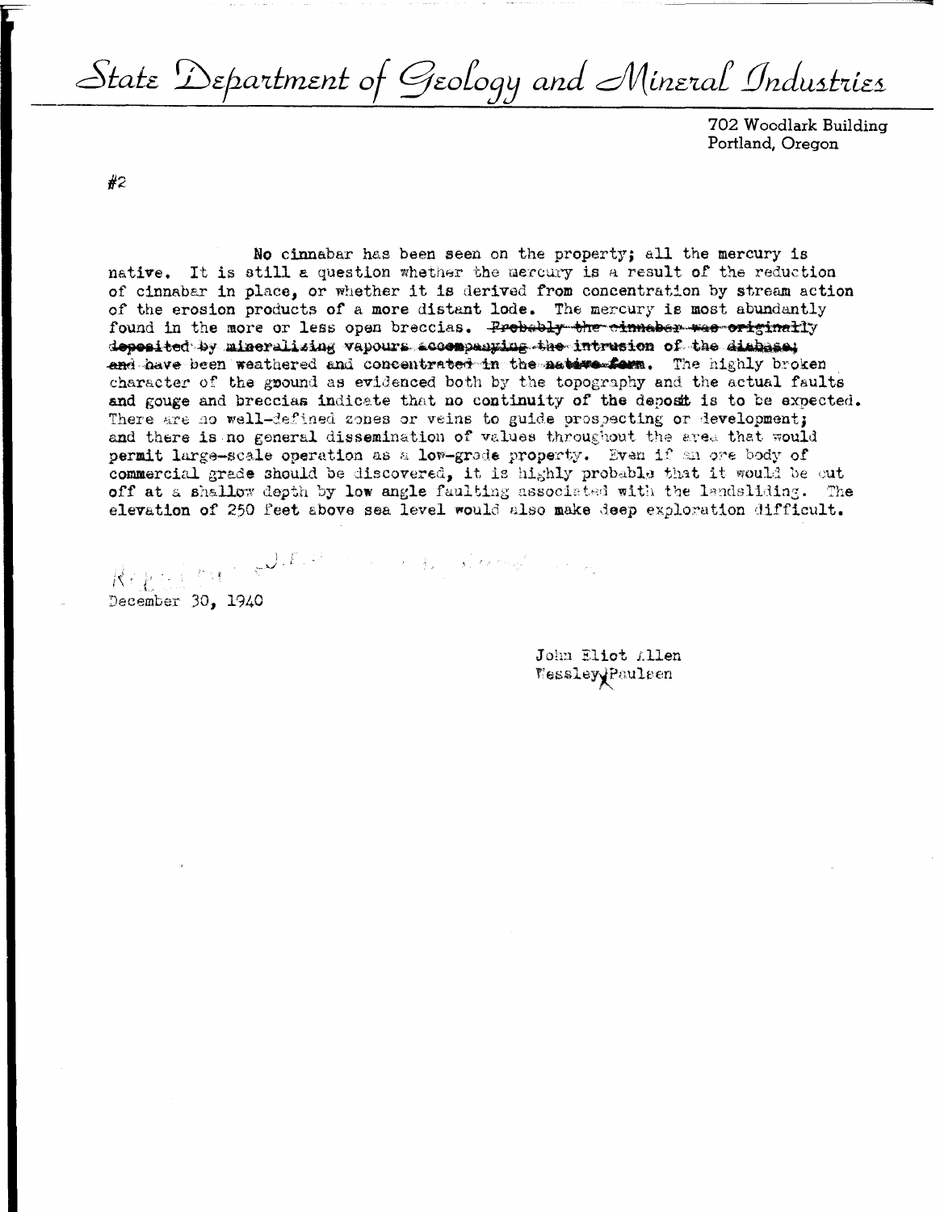State Department of Geology and Mineral Industries

702 Woodlark Building
Portland, Oregon

#2

No cinnabar has been seen on the property; all the mercury is native. It is still a question whether the mercury is a result of the reduction of cinnabar in place, or whether it is derived from concentration by stream action of the erosion products of a more distant lode. The mercury is most abundantly found in the more or less open breccias. ~~Probably the cinnabar was originally deposited by mineralizing vapours accompanying the intrusion of the diabase, and have been weathered and concentrated in the native form.~~ The highly broken character of the ground as evidenced both by the topography and the actual faults and gouge and breccias indicate that no continuity of the deposit is to be expected. There are no well-defined zones or veins to guide prospecting or development; and there is no general dissemination of values throughout the area that would permit large-scale operation as a low-grade property. Even if an ore body of commercial grade should be discovered, it is highly probable that it would be cut off at a shallow depth by low angle faulting associated with the landsliding. The elevation of 250 feet above sea level would also make deep exploration difficult.

December 30, 1940

John Eliot Allen
Wessley Paulsen